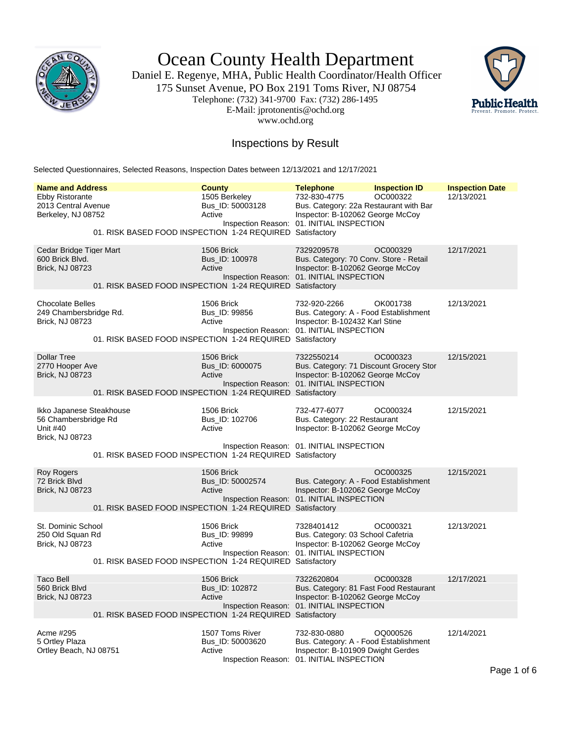# Ocean County Health Department

Daniel E. Regenye, MHA, Public Health Coordinator/Health Officer
175 Sunset Avenue, PO Box 2191 Toms River, NJ 08754
Telephone: (732) 341-9700 Fax: (732) 286-1495
E-Mail: jprotonentis@ochd.org
www.ochd.org

## Inspections by Result

Selected Questionnaires, Selected Reasons, Inspection Dates between 12/13/2021 and 12/17/2021

| Name and Address | County | Telephone | Inspection ID | Inspection Date |
|---|---|---|---|---|
| Ebby Ristorante<br>2013 Central Avenue<br>Berkeley, NJ 08752 | 1505 Berkeley<br>Bus_ID: 50003128<br>Active | 732-830-4775<br>Bus. Category: 22a Restaurant with Bar<br>Inspector: B-102062 George McCoy | OC000322 | 12/13/2021 |
| | Inspection Reason: | 01. INITIAL INSPECTION | | |
| 01. RISK BASED FOOD INSPECTION 1-24 REQUIRED | | Satisfactory | | |
| Cedar Bridge Tiger Mart<br>600 Brick Blvd.<br>Brick, NJ 08723 | 1506 Brick<br>Bus_ID: 100978<br>Active | 7329209578<br>Bus. Category: 70 Conv. Store - Retail<br>Inspector: B-102062 George McCoy | OC000329 | 12/17/2021 |
| | Inspection Reason: | 01. INITIAL INSPECTION | | |
| 01. RISK BASED FOOD INSPECTION 1-24 REQUIRED | | Satisfactory | | |
| Chocolate Belles<br>249 Chambersbridge Rd.<br>Brick, NJ 08723 | 1506 Brick<br>Bus_ID: 99856<br>Active | 732-920-2266<br>Bus. Category: A - Food Establishment<br>Inspector: B-102432 Karl Stine | OK001738 | 12/13/2021 |
| | Inspection Reason: | 01. INITIAL INSPECTION | | |
| 01. RISK BASED FOOD INSPECTION 1-24 REQUIRED | | Satisfactory | | |
| Dollar Tree<br>2770 Hooper Ave<br>Brick, NJ 08723 | 1506 Brick<br>Bus_ID: 6000075<br>Active | 7322550214<br>Bus. Category: 71 Discount Grocery Stor<br>Inspector: B-102062 George McCoy | OC000323 | 12/15/2021 |
| | Inspection Reason: | 01. INITIAL INSPECTION | | |
| 01. RISK BASED FOOD INSPECTION 1-24 REQUIRED | | Satisfactory | | |
| Ikko Japanese Steakhouse<br>56 Chambersbridge Rd<br>Unit #40<br>Brick, NJ 08723 | 1506 Brick<br>Bus_ID: 102706<br>Active | 732-477-6077<br>Bus. Category: 22 Restaurant<br>Inspector: B-102062 George McCoy | OC000324 | 12/15/2021 |
| | Inspection Reason: | 01. INITIAL INSPECTION | | |
| 01. RISK BASED FOOD INSPECTION 1-24 REQUIRED | | Satisfactory | | |
| Roy Rogers<br>72 Brick Blvd<br>Brick, NJ 08723 | 1506 Brick<br>Bus_ID: 50002574<br>Active | Bus. Category: A - Food Establishment<br>Inspector: B-102062 George McCoy | OC000325 | 12/15/2021 |
| | Inspection Reason: | 01. INITIAL INSPECTION | | |
| 01. RISK BASED FOOD INSPECTION 1-24 REQUIRED | | Satisfactory | | |
| St. Dominic School<br>250 Old Squan Rd<br>Brick, NJ 08723 | 1506 Brick<br>Bus_ID: 99899<br>Active | 7328401412<br>Bus. Category: 03 School Cafetria<br>Inspector: B-102062 George McCoy | OC000321 | 12/13/2021 |
| | Inspection Reason: | 01. INITIAL INSPECTION | | |
| 01. RISK BASED FOOD INSPECTION 1-24 REQUIRED | | Satisfactory | | |
| Taco Bell<br>560 Brick Blvd<br>Brick, NJ 08723 | 1506 Brick<br>Bus_ID: 102872<br>Active | 7322620804<br>Bus. Category: 81 Fast Food Restaurant<br>Inspector: B-102062 George McCoy | OC000328 | 12/17/2021 |
| | Inspection Reason: | 01. INITIAL INSPECTION | | |
| 01. RISK BASED FOOD INSPECTION 1-24 REQUIRED | | Satisfactory | | |
| Acme #295<br>5 Ortley Plaza<br>Ortley Beach, NJ 08751 | 1507 Toms River<br>Bus_ID: 50003620<br>Active | 732-830-0880<br>Bus. Category: A - Food Establishment<br>Inspector: B-101909 Dwight Gerdes | OQ000526 | 12/14/2021 |
| | Inspection Reason: | 01. INITIAL INSPECTION | | |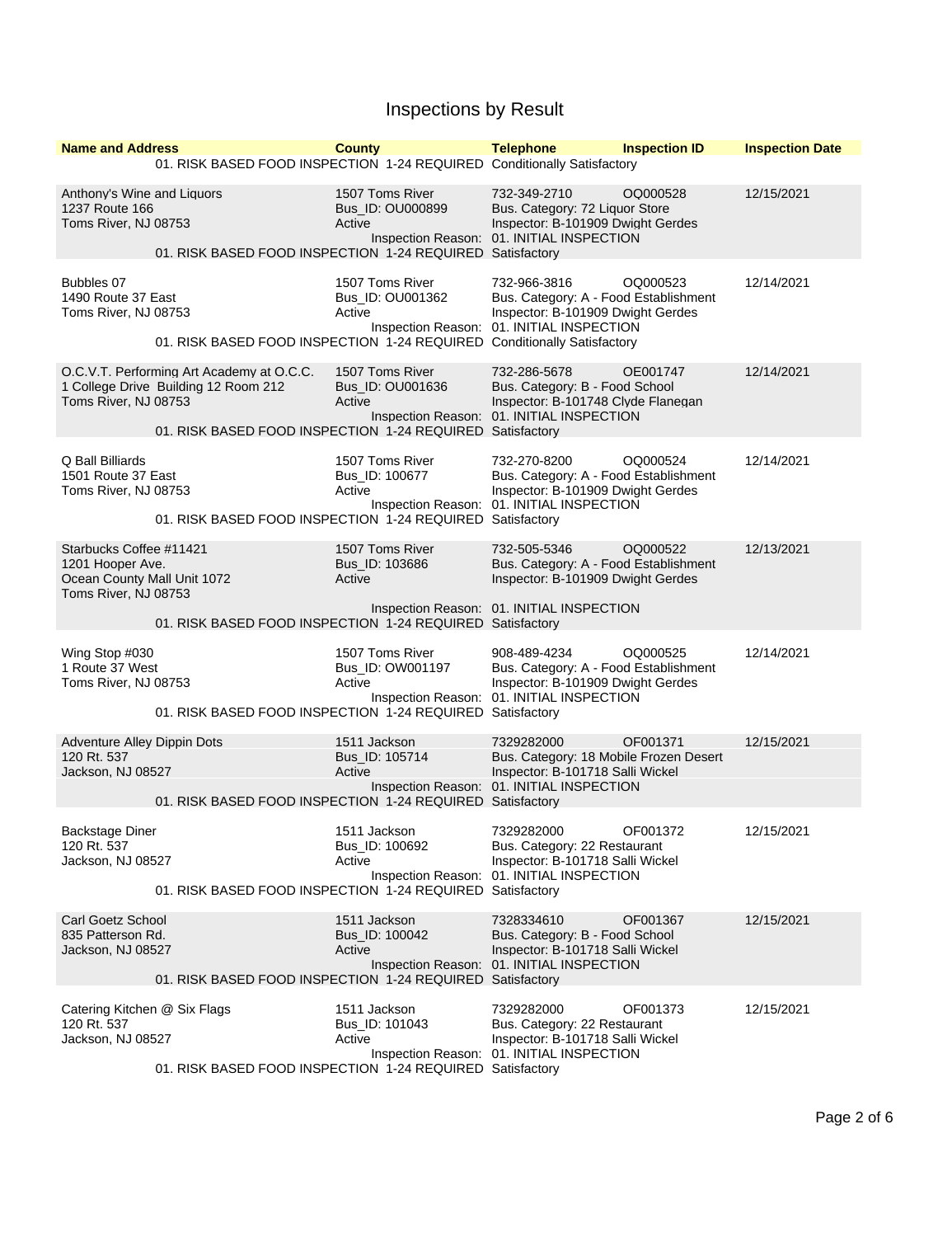# Inspections by Result

| Name and Address | County | Telephone | Inspection ID | Inspection Date |
|---|---|---|---|---|
| | | 01. RISK BASED FOOD INSPECTION 1-24 REQUIRED Conditionally Satisfactory | | |
| Anthony's Wine and Liquors<br>1237 Route 166<br>Toms River, NJ 08753 | 1507 Toms River<br>Bus_ID: OU000899<br>Active | 732-349-2710<br>Bus. Category: 72 Liquor Store<br>Inspector: B-101909 Dwight Gerdes<br>Inspection Reason: 01. INITIAL INSPECTION<br>01. RISK BASED FOOD INSPECTION 1-24 REQUIRED Satisfactory | OQ000528 | 12/15/2021 |
| Bubbles 07<br>1490 Route 37 East<br>Toms River, NJ 08753 | 1507 Toms River<br>Bus_ID: OU001362<br>Active | 732-966-3816<br>Bus. Category: A - Food Establishment<br>Inspector: B-101909 Dwight Gerdes<br>Inspection Reason: 01. INITIAL INSPECTION<br>01. RISK BASED FOOD INSPECTION 1-24 REQUIRED Conditionally Satisfactory | OQ000523 | 12/14/2021 |
| O.C.V.T. Performing Art Academy at O.C.C.<br>1 College Drive Building 12 Room 212<br>Toms River, NJ 08753 | 1507 Toms River<br>Bus_ID: OU001636<br>Active | 732-286-5678<br>Bus. Category: B - Food School<br>Inspector: B-101748 Clyde Flanegan<br>Inspection Reason: 01. INITIAL INSPECTION<br>01. RISK BASED FOOD INSPECTION 1-24 REQUIRED Satisfactory | OE001747 | 12/14/2021 |
| Q Ball Billiards<br>1501 Route 37 East<br>Toms River, NJ 08753 | 1507 Toms River<br>Bus_ID: 100677<br>Active | 732-270-8200<br>Bus. Category: A - Food Establishment<br>Inspector: B-101909 Dwight Gerdes<br>Inspection Reason: 01. INITIAL INSPECTION<br>01. RISK BASED FOOD INSPECTION 1-24 REQUIRED Satisfactory | OQ000524 | 12/14/2021 |
| Starbucks Coffee #11421<br>1201 Hooper Ave.<br>Ocean County Mall Unit 1072<br>Toms River, NJ 08753 | 1507 Toms River<br>Bus_ID: 103686<br>Active | 732-505-5346<br>Bus. Category: A - Food Establishment<br>Inspector: B-101909 Dwight Gerdes<br>Inspection Reason: 01. INITIAL INSPECTION<br>01. RISK BASED FOOD INSPECTION 1-24 REQUIRED Satisfactory | OQ000522 | 12/13/2021 |
| Wing Stop #030<br>1 Route 37 West<br>Toms River, NJ 08753 | 1507 Toms River<br>Bus_ID: OW001197<br>Active | 908-489-4234<br>Bus. Category: A - Food Establishment<br>Inspector: B-101909 Dwight Gerdes<br>Inspection Reason: 01. INITIAL INSPECTION<br>01. RISK BASED FOOD INSPECTION 1-24 REQUIRED Satisfactory | OQ000525 | 12/14/2021 |
| Adventure Alley Dippin Dots<br>120 Rt. 537<br>Jackson, NJ 08527 | 1511 Jackson<br>Bus_ID: 105714<br>Active | 7329282000<br>Bus. Category: 18 Mobile Frozen Desert<br>Inspector: B-101718 Salli Wickel<br>Inspection Reason: 01. INITIAL INSPECTION<br>01. RISK BASED FOOD INSPECTION 1-24 REQUIRED Satisfactory | OF001371 | 12/15/2021 |
| Backstage Diner<br>120 Rt. 537<br>Jackson, NJ 08527 | 1511 Jackson<br>Bus_ID: 100692<br>Active | 7329282000<br>Bus. Category: 22 Restaurant<br>Inspector: B-101718 Salli Wickel<br>Inspection Reason: 01. INITIAL INSPECTION<br>01. RISK BASED FOOD INSPECTION 1-24 REQUIRED Satisfactory | OF001372 | 12/15/2021 |
| Carl Goetz School<br>835 Patterson Rd.<br>Jackson, NJ 08527 | 1511 Jackson<br>Bus_ID: 100042<br>Active | 7328334610<br>Bus. Category: B - Food School<br>Inspector: B-101718 Salli Wickel<br>Inspection Reason: 01. INITIAL INSPECTION<br>01. RISK BASED FOOD INSPECTION 1-24 REQUIRED Satisfactory | OF001367 | 12/15/2021 |
| Catering Kitchen @ Six Flags<br>120 Rt. 537<br>Jackson, NJ 08527 | 1511 Jackson<br>Bus_ID: 101043<br>Active | 7329282000<br>Bus. Category: 22 Restaurant<br>Inspector: B-101718 Salli Wickel<br>Inspection Reason: 01. INITIAL INSPECTION<br>01. RISK BASED FOOD INSPECTION 1-24 REQUIRED Satisfactory | OF001373 | 12/15/2021 |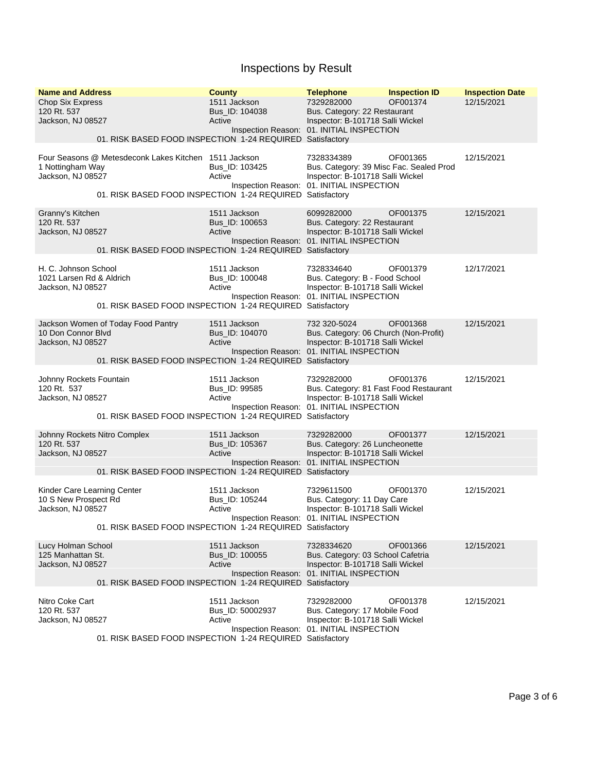# Inspections by Result

| Name and Address | County | Telephone | Inspection ID | Inspection Date |
|---|---|---|---|---|
| Chop Six Express<br>120 Rt. 537<br>Jackson, NJ 08527 | 1511 Jackson<br>Bus_ID: 104038<br>Active | 7329282000<br>Bus. Category: 22 Restaurant<br>Inspector: B-101718 Salli Wickel | OF001374 | 12/15/2021 |
| | Inspection Reason: | 01. INITIAL INSPECTION | | |
| 01. RISK BASED FOOD INSPECTION 1-24 REQUIRED | | Satisfactory | | |
| Four Seasons @ Metesdeconk Lakes Kitchen<br>1 Nottingham Way<br>Jackson, NJ 08527 | 1511 Jackson<br>Bus_ID: 103425<br>Active | 7328334389<br>Bus. Category: 39 Misc Fac. Sealed Prod<br>Inspector: B-101718 Salli Wickel | OF001365 | 12/15/2021 |
| | Inspection Reason: | 01. INITIAL INSPECTION | | |
| 01. RISK BASED FOOD INSPECTION 1-24 REQUIRED | | Satisfactory | | |
| Granny's Kitchen<br>120 Rt. 537<br>Jackson, NJ 08527 | 1511 Jackson<br>Bus_ID: 100653<br>Active | 6099282000<br>Bus. Category: 22 Restaurant<br>Inspector: B-101718 Salli Wickel | OF001375 | 12/15/2021 |
| | Inspection Reason: | 01. INITIAL INSPECTION | | |
| 01. RISK BASED FOOD INSPECTION 1-24 REQUIRED | | Satisfactory | | |
| H. C. Johnson School<br>1021 Larsen Rd & Aldrich<br>Jackson, NJ 08527 | 1511 Jackson<br>Bus_ID: 100048<br>Active | 7328334640<br>Bus. Category: B - Food School<br>Inspector: B-101718 Salli Wickel | OF001379 | 12/17/2021 |
| | Inspection Reason: | 01. INITIAL INSPECTION | | |
| 01. RISK BASED FOOD INSPECTION 1-24 REQUIRED | | Satisfactory | | |
| Jackson Women of Today Food Pantry<br>10 Don Connor Blvd<br>Jackson, NJ 08527 | 1511 Jackson<br>Bus_ID: 104070<br>Active | 732 320-5024<br>Bus. Category: 06 Church (Non-Profit)<br>Inspector: B-101718 Salli Wickel | OF001368 | 12/15/2021 |
| | Inspection Reason: | 01. INITIAL INSPECTION | | |
| 01. RISK BASED FOOD INSPECTION 1-24 REQUIRED | | Satisfactory | | |
| Johnny Rockets Fountain<br>120 Rt. 537<br>Jackson, NJ 08527 | 1511 Jackson<br>Bus_ID: 99585<br>Active | 7329282000<br>Bus. Category: 81 Fast Food Restaurant<br>Inspector: B-101718 Salli Wickel | OF001376 | 12/15/2021 |
| | Inspection Reason: | 01. INITIAL INSPECTION | | |
| 01. RISK BASED FOOD INSPECTION 1-24 REQUIRED | | Satisfactory | | |
| Johnny Rockets Nitro Complex<br>120 Rt. 537<br>Jackson, NJ 08527 | 1511 Jackson<br>Bus_ID: 105367<br>Active | 7329282000<br>Bus. Category: 26 Luncheonette<br>Inspector: B-101718 Salli Wickel | OF001377 | 12/15/2021 |
| | Inspection Reason: | 01. INITIAL INSPECTION | | |
| 01. RISK BASED FOOD INSPECTION 1-24 REQUIRED | | Satisfactory | | |
| Kinder Care Learning Center<br>10 S New Prospect Rd<br>Jackson, NJ 08527 | 1511 Jackson<br>Bus_ID: 105244<br>Active | 7329611500<br>Bus. Category: 11 Day Care<br>Inspector: B-101718 Salli Wickel | OF001370 | 12/15/2021 |
| | Inspection Reason: | 01. INITIAL INSPECTION | | |
| 01. RISK BASED FOOD INSPECTION 1-24 REQUIRED | | Satisfactory | | |
| Lucy Holman School<br>125 Manhattan St.<br>Jackson, NJ 08527 | 1511 Jackson<br>Bus_ID: 100055<br>Active | 7328334620<br>Bus. Category: 03 School Cafetria<br>Inspector: B-101718 Salli Wickel | OF001366 | 12/15/2021 |
| | Inspection Reason: | 01. INITIAL INSPECTION | | |
| 01. RISK BASED FOOD INSPECTION 1-24 REQUIRED | | Satisfactory | | |
| Nitro Coke Cart<br>120 Rt. 537<br>Jackson, NJ 08527 | 1511 Jackson<br>Bus_ID: 50002937<br>Active | 7329282000<br>Bus. Category: 17 Mobile Food<br>Inspector: B-101718 Salli Wickel | OF001378 | 12/15/2021 |
| | Inspection Reason: | 01. INITIAL INSPECTION | | |
| 01. RISK BASED FOOD INSPECTION 1-24 REQUIRED | | Satisfactory | | |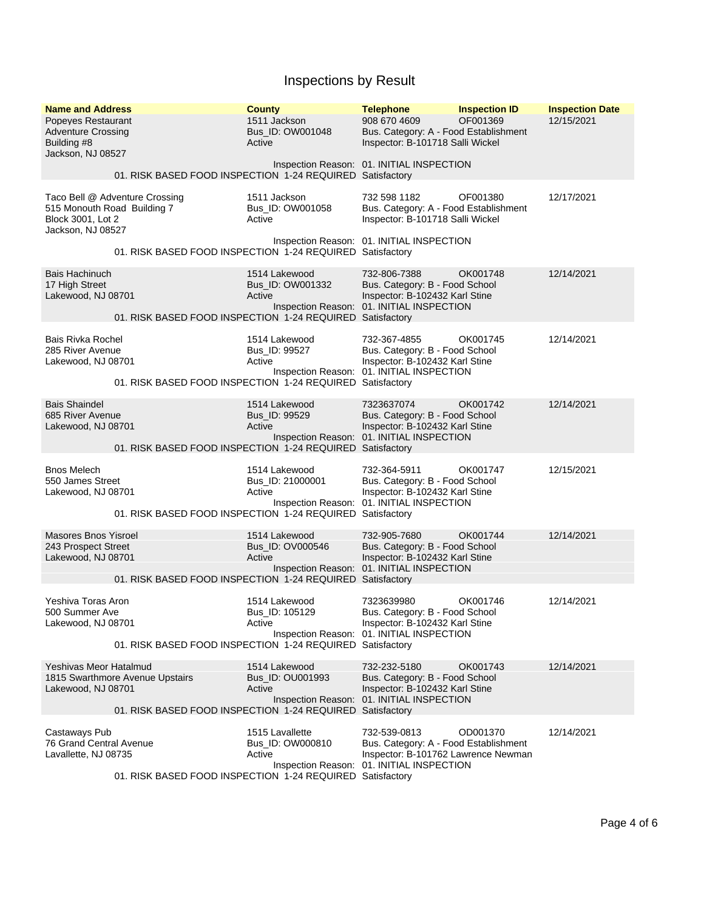# Inspections by Result

| Name and Address | County | Telephone | Inspection ID | Inspection Date |
|---|---|---|---|---|
| Popeyes Restaurant<br>Adventure Crossing<br>Building #8<br>Jackson, NJ 08527 | 1511 Jackson<br>Bus_ID: OW001048<br>Active | 908 670 4609<br>Bus. Category: A - Food Establishment<br>Inspector: B-101718 Salli Wickel | OF001369 | 12/15/2021 |
| | Inspection Reason: | 01. INITIAL INSPECTION | | |
| 01. RISK BASED FOOD INSPECTION 1-24 REQUIRED | | Satisfactory | | |
| Taco Bell @ Adventure Crossing<br>515 Monouth Road Building 7<br>Block 3001, Lot 2<br>Jackson, NJ 08527 | 1511 Jackson<br>Bus_ID: OW001058<br>Active | 732 598 1182<br>Bus. Category: A - Food Establishment<br>Inspector: B-101718 Salli Wickel | OF001380 | 12/17/2021 |
| | Inspection Reason: | 01. INITIAL INSPECTION | | |
| 01. RISK BASED FOOD INSPECTION 1-24 REQUIRED | | Satisfactory | | |
| Bais Hachinuch<br>17 High Street<br>Lakewood, NJ 08701 | 1514 Lakewood<br>Bus_ID: OW001332<br>Active | 732-806-7388<br>Bus. Category: B - Food School<br>Inspector: B-102432 Karl Stine | OK001748 | 12/14/2021 |
| | Inspection Reason: | 01. INITIAL INSPECTION | | |
| 01. RISK BASED FOOD INSPECTION 1-24 REQUIRED | | Satisfactory | | |
| Bais Rivka Rochel<br>285 River Avenue<br>Lakewood, NJ 08701 | 1514 Lakewood<br>Bus_ID: 99527<br>Active | 732-367-4855<br>Bus. Category: B - Food School<br>Inspector: B-102432 Karl Stine | OK001745 | 12/14/2021 |
| | Inspection Reason: | 01. INITIAL INSPECTION | | |
| 01. RISK BASED FOOD INSPECTION 1-24 REQUIRED | | Satisfactory | | |
| Bais Shaindel<br>685 River Avenue<br>Lakewood, NJ 08701 | 1514 Lakewood<br>Bus_ID: 99529<br>Active | 7323637074<br>Bus. Category: B - Food School<br>Inspector: B-102432 Karl Stine | OK001742 | 12/14/2021 |
| | Inspection Reason: | 01. INITIAL INSPECTION | | |
| 01. RISK BASED FOOD INSPECTION 1-24 REQUIRED | | Satisfactory | | |
| Bnos Melech<br>550 James Street<br>Lakewood, NJ 08701 | 1514 Lakewood<br>Bus_ID: 21000001<br>Active | 732-364-5911<br>Bus. Category: B - Food School<br>Inspector: B-102432 Karl Stine | OK001747 | 12/15/2021 |
| | Inspection Reason: | 01. INITIAL INSPECTION | | |
| 01. RISK BASED FOOD INSPECTION 1-24 REQUIRED | | Satisfactory | | |
| Masores Bnos Yisroel<br>243 Prospect Street<br>Lakewood, NJ 08701 | 1514 Lakewood<br>Bus_ID: OV000546<br>Active | 732-905-7680<br>Bus. Category: B - Food School<br>Inspector: B-102432 Karl Stine | OK001744 | 12/14/2021 |
| | Inspection Reason: | 01. INITIAL INSPECTION | | |
| 01. RISK BASED FOOD INSPECTION 1-24 REQUIRED | | Satisfactory | | |
| Yeshiva Toras Aron<br>500 Summer Ave<br>Lakewood, NJ 08701 | 1514 Lakewood<br>Bus_ID: 105129<br>Active | 7323639980<br>Bus. Category: B - Food School<br>Inspector: B-102432 Karl Stine | OK001746 | 12/14/2021 |
| | Inspection Reason: | 01. INITIAL INSPECTION | | |
| 01. RISK BASED FOOD INSPECTION 1-24 REQUIRED | | Satisfactory | | |
| Yeshivas Meor Hatalmud<br>1815 Swarthmore Avenue Upstairs<br>Lakewood, NJ 08701 | 1514 Lakewood<br>Bus_ID: OU001993<br>Active | 732-232-5180<br>Bus. Category: B - Food School<br>Inspector: B-102432 Karl Stine | OK001743 | 12/14/2021 |
| | Inspection Reason: | 01. INITIAL INSPECTION | | |
| 01. RISK BASED FOOD INSPECTION 1-24 REQUIRED | | Satisfactory | | |
| Castaways Pub<br>76 Grand Central Avenue<br>Lavallette, NJ 08735 | 1515 Lavallette<br>Bus_ID: OW000810<br>Active | 732-539-0813<br>Bus. Category: A - Food Establishment<br>Inspector: B-101762 Lawrence Newman | OD001370 | 12/14/2021 |
| | Inspection Reason: | 01. INITIAL INSPECTION | | |
| 01. RISK BASED FOOD INSPECTION 1-24 REQUIRED | | Satisfactory | | |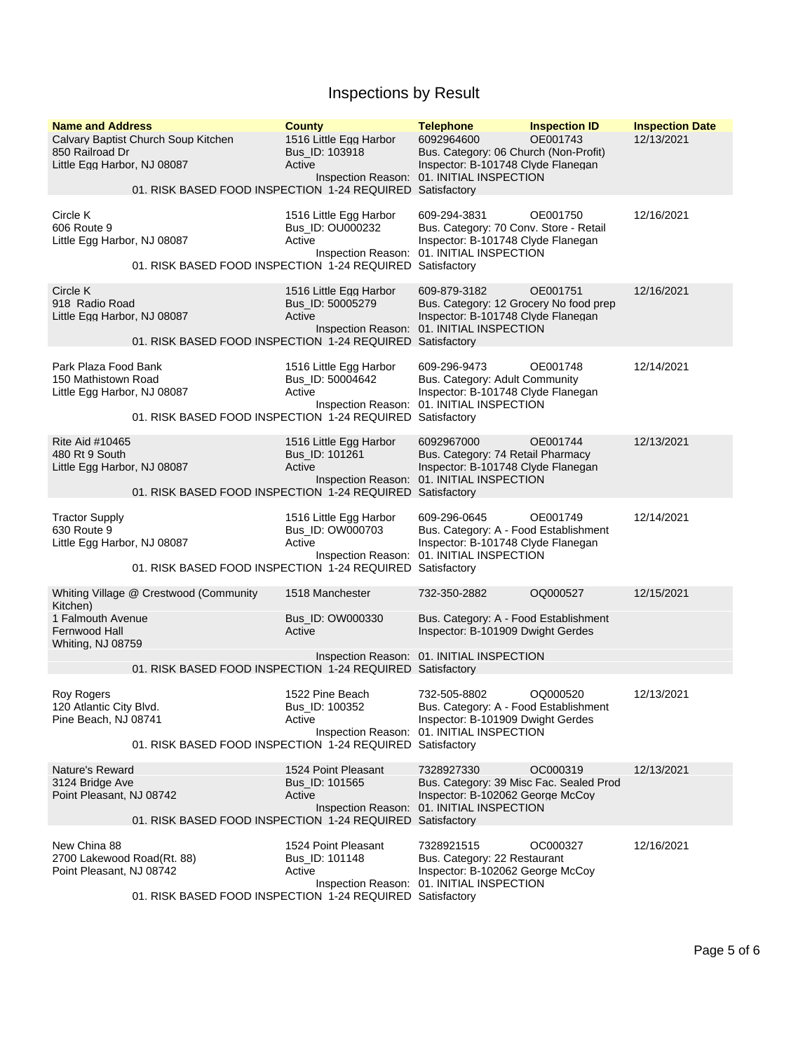# Inspections by Result

| Name and Address | County | Telephone | Inspection ID | Inspection Date |
|---|---|---|---|---|
| Calvary Baptist Church Soup Kitchen<br>850 Railroad Dr<br>Little Egg Harbor, NJ 08087 | 1516 Little Egg Harbor<br>Bus_ID: 103918<br>Active | 6092964600<br>Bus. Category: 06 Church (Non-Profit)<br>Inspector: B-101748 Clyde Flanegan | OE001743 | 12/13/2021 |
| | Inspection Reason: | 01. INITIAL INSPECTION | | |
| 01. RISK BASED FOOD INSPECTION 1-24 REQUIRED | | Satisfactory | | |
| Circle K<br>606 Route 9<br>Little Egg Harbor, NJ 08087 | 1516 Little Egg Harbor<br>Bus_ID: OU000232<br>Active | 609-294-3831<br>Bus. Category: 70 Conv. Store - Retail<br>Inspector: B-101748 Clyde Flanegan | OE001750 | 12/16/2021 |
| | Inspection Reason: | 01. INITIAL INSPECTION | | |
| 01. RISK BASED FOOD INSPECTION 1-24 REQUIRED | | Satisfactory | | |
| Circle K<br>918 Radio Road<br>Little Egg Harbor, NJ 08087 | 1516 Little Egg Harbor<br>Bus_ID: 50005279<br>Active | 609-879-3182<br>Bus. Category: 12 Grocery No food prep<br>Inspector: B-101748 Clyde Flanegan | OE001751 | 12/16/2021 |
| | Inspection Reason: | 01. INITIAL INSPECTION | | |
| 01. RISK BASED FOOD INSPECTION 1-24 REQUIRED | | Satisfactory | | |
| Park Plaza Food Bank<br>150 Mathistown Road<br>Little Egg Harbor, NJ 08087 | 1516 Little Egg Harbor<br>Bus_ID: 50004642<br>Active | 609-296-9473<br>Bus. Category: Adult Community<br>Inspector: B-101748 Clyde Flanegan | OE001748 | 12/14/2021 |
| | Inspection Reason: | 01. INITIAL INSPECTION | | |
| 01. RISK BASED FOOD INSPECTION 1-24 REQUIRED | | Satisfactory | | |
| Rite Aid #10465<br>480 Rt 9 South<br>Little Egg Harbor, NJ 08087 | 1516 Little Egg Harbor<br>Bus_ID: 101261<br>Active | 6092967000<br>Bus. Category: 74 Retail Pharmacy<br>Inspector: B-101748 Clyde Flanegan | OE001744 | 12/13/2021 |
| | Inspection Reason: | 01. INITIAL INSPECTION | | |
| 01. RISK BASED FOOD INSPECTION 1-24 REQUIRED | | Satisfactory | | |
| Tractor Supply<br>630 Route 9<br>Little Egg Harbor, NJ 08087 | 1516 Little Egg Harbor<br>Bus_ID: OW000703<br>Active | 609-296-0645<br>Bus. Category: A - Food Establishment<br>Inspector: B-101748 Clyde Flanegan | OE001749 | 12/14/2021 |
| | Inspection Reason: | 01. INITIAL INSPECTION | | |
| 01. RISK BASED FOOD INSPECTION 1-24 REQUIRED | | Satisfactory | | |
| Whiting Village @ Crestwood (Community Kitchen)<br>1 Falmouth Avenue<br>Fernwood Hall<br>Whiting, NJ 08759 | 1518 Manchester<br>Bus_ID: OW000330<br>Active | 732-350-2882<br>Bus. Category: A - Food Establishment<br>Inspector: B-101909 Dwight Gerdes | OQ000527 | 12/15/2021 |
| | Inspection Reason: | 01. INITIAL INSPECTION | | |
| 01. RISK BASED FOOD INSPECTION 1-24 REQUIRED | | Satisfactory | | |
| Roy Rogers<br>120 Atlantic City Blvd.<br>Pine Beach, NJ 08741 | 1522 Pine Beach<br>Bus_ID: 100352<br>Active | 732-505-8802<br>Bus. Category: A - Food Establishment<br>Inspector: B-101909 Dwight Gerdes | OQ000520 | 12/13/2021 |
| | Inspection Reason: | 01. INITIAL INSPECTION | | |
| 01. RISK BASED FOOD INSPECTION 1-24 REQUIRED | | Satisfactory | | |
| Nature's Reward<br>3124 Bridge Ave<br>Point Pleasant, NJ 08742 | 1524 Point Pleasant<br>Bus_ID: 101565<br>Active | 7328927330<br>Bus. Category: 39 Misc Fac. Sealed Prod<br>Inspector: B-102062 George McCoy | OC000319 | 12/13/2021 |
| | Inspection Reason: | 01. INITIAL INSPECTION | | |
| 01. RISK BASED FOOD INSPECTION 1-24 REQUIRED | | Satisfactory | | |
| New China 88<br>2700 Lakewood Road(Rt. 88)<br>Point Pleasant, NJ 08742 | 1524 Point Pleasant<br>Bus_ID: 101148<br>Active | 7328921515<br>Bus. Category: 22 Restaurant<br>Inspector: B-102062 George McCoy | OC000327 | 12/16/2021 |
| | Inspection Reason: | 01. INITIAL INSPECTION | | |
| 01. RISK BASED FOOD INSPECTION 1-24 REQUIRED | | Satisfactory | | |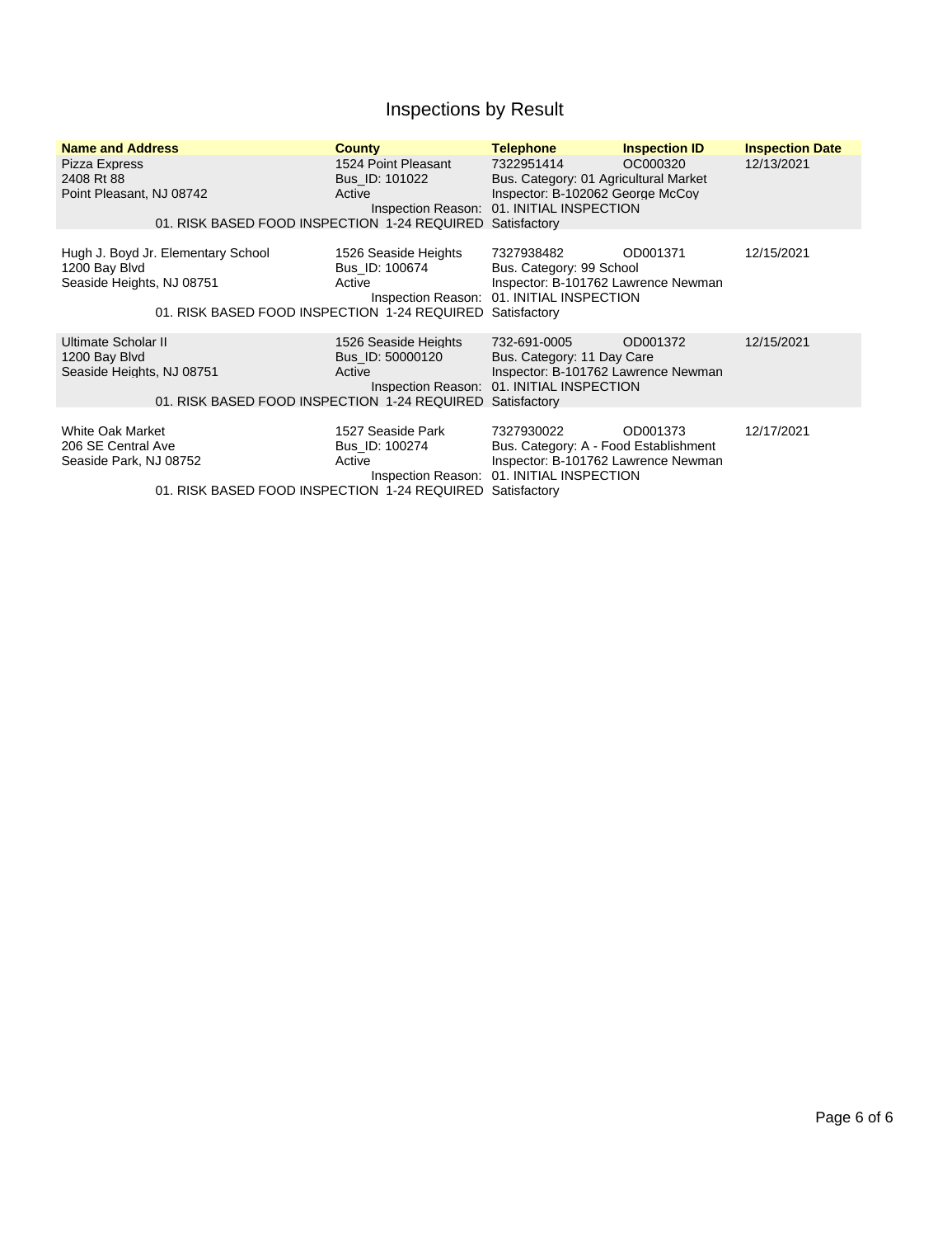# Inspections by Result

| Name and Address | County | Telephone | Inspection ID | Inspection Date |
|---|---|---|---|---|
| Pizza Express<br>2408 Rt 88<br>Point Pleasant, NJ 08742 | 1524 Point Pleasant<br>Bus_ID: 101022<br>Active | 7322951414<br>Bus. Category: 01 Agricultural Market<br>Inspector: B-102062 George McCoy | OC000320 | 12/13/2021 |
| | Inspection Reason: | 01. INITIAL INSPECTION | | |
| 01. RISK BASED FOOD INSPECTION 1-24 REQUIRED | | Satisfactory | | |
| Hugh J. Boyd Jr. Elementary School<br>1200 Bay Blvd<br>Seaside Heights, NJ 08751 | 1526 Seaside Heights<br>Bus_ID: 100674<br>Active | 7327938482<br>Bus. Category: 99 School<br>Inspector: B-101762 Lawrence Newman | OD001371 | 12/15/2021 |
| | Inspection Reason: | 01. INITIAL INSPECTION | | |
| 01. RISK BASED FOOD INSPECTION 1-24 REQUIRED | | Satisfactory | | |
| Ultimate Scholar II<br>1200 Bay Blvd<br>Seaside Heights, NJ 08751 | 1526 Seaside Heights<br>Bus_ID: 50000120<br>Active | 732-691-0005<br>Bus. Category: 11 Day Care<br>Inspector: B-101762 Lawrence Newman | OD001372 | 12/15/2021 |
| | Inspection Reason: | 01. INITIAL INSPECTION | | |
| 01. RISK BASED FOOD INSPECTION 1-24 REQUIRED | | Satisfactory | | |
| White Oak Market<br>206 SE Central Ave<br>Seaside Park, NJ 08752 | 1527 Seaside Park<br>Bus_ID: 100274<br>Active | 7327930022<br>Bus. Category: A - Food Establishment<br>Inspector: B-101762 Lawrence Newman | OD001373 | 12/17/2021 |
| | Inspection Reason: | 01. INITIAL INSPECTION | | |
| 01. RISK BASED FOOD INSPECTION 1-24 REQUIRED | | Satisfactory | | |